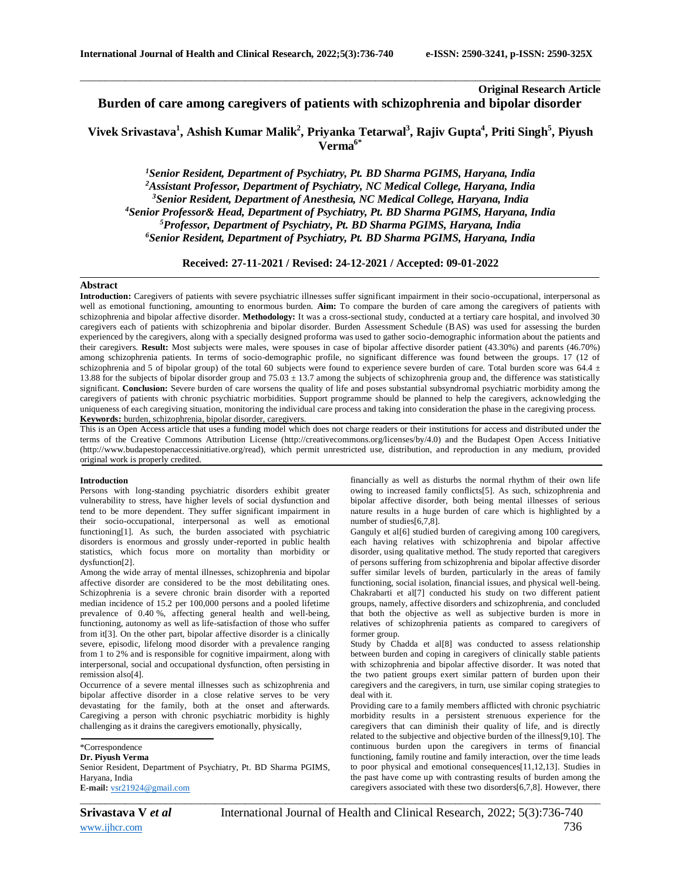**Original Research Article**

# Burden of care among caregivers of patients with schizophrenia and bipolar disorder

**Vivek Srivastava[1], Ashish Kumar Malik[2], Priyanka Tetarwal[3], Rajiv Gupta[4], Priti Singh[5], Piyush Verma[6*]**

*[1]Senior Resident, Department of Psychiatry, Pt. BD Sharma PGIMS, Haryana, India*
*[2]Assistant Professor, Department of Psychiatry, NC Medical College, Haryana, India*
*[3]Senior Resident, Department of Anesthesia, NC Medical College, Haryana, India*
*[4]Senior Professor& Head, Department of Psychiatry, Pt. BD Sharma PGIMS, Haryana, India*
*[5]Professor, Department of Psychiatry, Pt. BD Sharma PGIMS, Haryana, India*
*[6]Senior Resident, Department of Psychiatry, Pt. BD Sharma PGIMS, Haryana, India*

**Received: 27-11-2021 / Revised: 24-12-2021 / Accepted: 09-01-2022**

## Abstract

**Introduction:** Caregivers of patients with severe psychiatric illnesses suffer significant impairment in their socio-occupational, interpersonal as well as emotional functioning, amounting to enormous burden. **Aim:** To compare the burden of care among the caregivers of patients with schizophrenia and bipolar affective disorder. **Methodology:** It was a cross-sectional study, conducted at a tertiary care hospital, and involved 30 caregivers each of patients with schizophrenia and bipolar disorder. Burden Assessment Schedule (BAS) was used for assessing the burden experienced by the caregivers, along with a specially designed proforma was used to gather socio-demographic information about the patients and their caregivers. **Result:** Most subjects were males, were spouses in case of bipolar affective disorder patient (43.30%) and parents (46.70%) among schizophrenia patients. In terms of socio-demographic profile, no significant difference was found between the groups. 17 (12 of schizophrenia and 5 of bipolar group) of the total 60 subjects were found to experience severe burden of care. Total burden score was 64.4 ± 13.88 for the subjects of bipolar disorder group and 75.03 ± 13.7 among the subjects of schizophrenia group and, the difference was statistically significant. **Conclusion:** Severe burden of care worsens the quality of life and poses substantial subsyndromal psychiatric morbidity among the caregivers of patients with chronic psychiatric morbidities. Support programme should be planned to help the caregivers, acknowledging the uniqueness of each caregiving situation, monitoring the individual care process and taking into consideration the phase in the caregiving process.

**Keywords:** burden, schizophrenia, bipolar disorder, caregivers.

This is an Open Access article that uses a funding model which does not charge readers or their institutions for access and distributed under the terms of the Creative Commons Attribution License (http://creativecommons.org/licenses/by/4.0) and the Budapest Open Access Initiative (http://www.budapestopenaccessinitiative.org/read), which permit unrestricted use, distribution, and reproduction in any medium, provided original work is properly credited.

## Introduction

Persons with long-standing psychiatric disorders exhibit greater vulnerability to stress, have higher levels of social dysfunction and tend to be more dependent. They suffer significant impairment in their socio-occupational, interpersonal as well as emotional functioning[1]. As such, the burden associated with psychiatric disorders is enormous and grossly under-reported in public health statistics, which focus more on mortality than morbidity or dysfunction[2].

Among the wide array of mental illnesses, schizophrenia and bipolar affective disorder are considered to be the most debilitating ones. Schizophrenia is a severe chronic brain disorder with a reported median incidence of 15.2 per 100,000 persons and a pooled lifetime prevalence of 0.40 %, affecting general health and well-being, functioning, autonomy as well as life-satisfaction of those who suffer from it[3]. On the other part, bipolar affective disorder is a clinically severe, episodic, lifelong mood disorder with a prevalence ranging from 1 to 2% and is responsible for cognitive impairment, along with interpersonal, social and occupational dysfunction, often persisting in remission also[4].

Occurrence of a severe mental illnesses such as schizophrenia and bipolar affective disorder in a close relative serves to be very devastating for the family, both at the onset and afterwards. Caregiving a person with chronic psychiatric morbidity is highly challenging as it drains the caregivers emotionally, physically, financially as well as disturbs the normal rhythm of their own life owing to increased family conflicts[5]. As such, schizophrenia and bipolar affective disorder, both being mental illnesses of serious nature results in a huge burden of care which is highlighted by a number of studies[6,7,8].

Ganguly et al[6] studied burden of caregiving among 100 caregivers, each having relatives with schizophrenia and bipolar affective disorder, using qualitative method. The study reported that caregivers of persons suffering from schizophrenia and bipolar affective disorder suffer similar levels of burden, particularly in the areas of family functioning, social isolation, financial issues, and physical well-being. Chakrabarti et al[7] conducted his study on two different patient groups, namely, affective disorders and schizophrenia, and concluded that both the objective as well as subjective burden is more in relatives of schizophrenia patients as compared to caregivers of former group.

Study by Chadda et al[8] was conducted to assess relationship between burden and coping in caregivers of clinically stable patients with schizophrenia and bipolar affective disorder. It was noted that the two patient groups exert similar pattern of burden upon their caregivers and the caregivers, in turn, use similar coping strategies to deal with it.

Providing care to a family members afflicted with chronic psychiatric morbidity results in a persistent strenuous experience for the caregivers that can diminish their quality of life, and is directly related to the subjective and objective burden of the illness[9,10]. The continuous burden upon the caregivers in terms of financial functioning, family routine and family interaction, over the time leads to poor physical and emotional consequences[11,12,13]. Studies in the past have come up with contrasting results of burden among the caregivers associated with these two disorders[6,7,8]. However, there

\*Correspondence
**Dr. Piyush Verma**
Senior Resident, Department of Psychiatry, Pt. BD Sharma PGIMS, Haryana, India
**E-mail:** vsr21924@gmail.com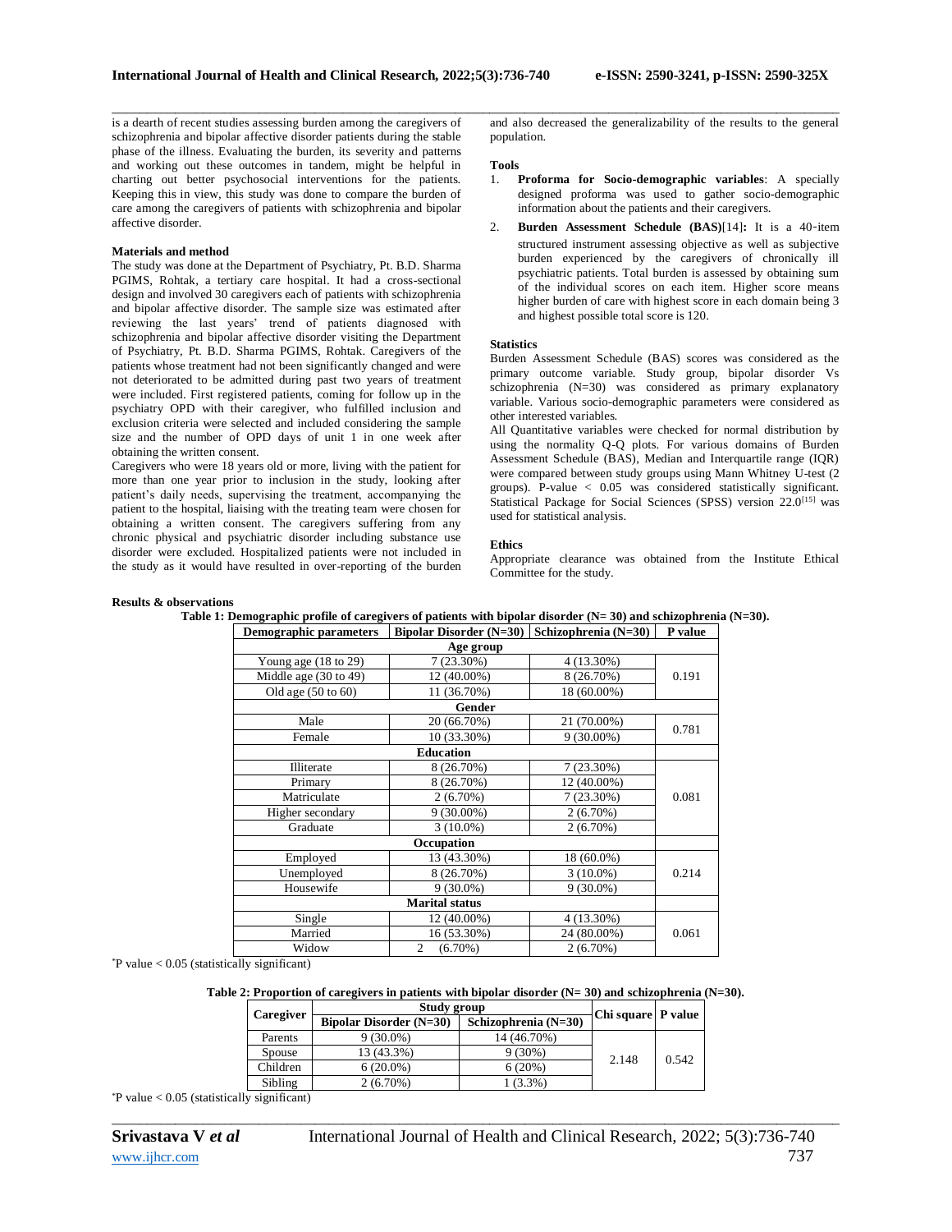is a dearth of recent studies assessing burden among the caregivers of schizophrenia and bipolar affective disorder patients during the stable phase of the illness. Evaluating the burden, its severity and patterns and working out these outcomes in tandem, might be helpful in charting out better psychosocial interventions for the patients. Keeping this in view, this study was done to compare the burden of care among the caregivers of patients with schizophrenia and bipolar affective disorder.

**Materials and method**

The study was done at the Department of Psychiatry, Pt. B.D. Sharma PGIMS, Rohtak, a tertiary care hospital. It had a cross-sectional design and involved 30 caregivers each of patients with schizophrenia and bipolar affective disorder. The sample size was estimated after reviewing the last years' trend of patients diagnosed with schizophrenia and bipolar affective disorder visiting the Department of Psychiatry, Pt. B.D. Sharma PGIMS, Rohtak. Caregivers of the patients whose treatment had not been significantly changed and were not deteriorated to be admitted during past two years of treatment were included. First registered patients, coming for follow up in the psychiatry OPD with their caregiver, who fulfilled inclusion and exclusion criteria were selected and included considering the sample size and the number of OPD days of unit 1 in one week after obtaining the written consent.

Caregivers who were 18 years old or more, living with the patient for more than one year prior to inclusion in the study, looking after patient's daily needs, supervising the treatment, accompanying the patient to the hospital, liaising with the treating team were chosen for obtaining a written consent. The caregivers suffering from any chronic physical and psychiatric disorder including substance use disorder were excluded. Hospitalized patients were not included in the study as it would have resulted in over-reporting of the burden and also decreased the generalizability of the results to the general population.

**Tools**

1. **Proforma for Socio-demographic variables**: A specially designed proforma was used to gather socio-demographic information about the patients and their caregivers.
2. **Burden Assessment Schedule (BAS)**[14]**:** It is a 40-item structured instrument assessing objective as well as subjective burden experienced by the caregivers of chronically ill psychiatric patients. Total burden is assessed by obtaining sum of the individual scores on each item. Higher score means higher burden of care with highest score in each domain being 3 and highest possible total score is 120.

**Statistics**

Burden Assessment Schedule (BAS) scores was considered as the primary outcome variable. Study group, bipolar disorder Vs schizophrenia (N=30) was considered as primary explanatory variable. Various socio-demographic parameters were considered as other interested variables.

All Quantitative variables were checked for normal distribution by using the normality Q-Q plots. For various domains of Burden Assessment Schedule (BAS), Median and Interquartile range (IQR) were compared between study groups using Mann Whitney U-test (2 groups). P-value < 0.05 was considered statistically significant. Statistical Package for Social Sciences (SPSS) version 22.0[15] was used for statistical analysis.

**Ethics**

Appropriate clearance was obtained from the Institute Ethical Committee for the study.

**Results & observations**

**Table 1: Demographic profile of caregivers of patients with bipolar disorder (N= 30) and schizophrenia (N=30).**

| Demographic parameters | Bipolar Disorder (N=30) | Schizophrenia (N=30) | P value |
|---|---|---|---|
| **Age group** | | | |
| Young age (18 to 29) | 7 (23.30%) | 4 (13.30%) | 0.191 |
| Middle age (30 to 49) | 12 (40.00%) | 8 (26.70%) | |
| Old age (50 to 60) | 11 (36.70%) | 18 (60.00%) | |
| **Gender** | | | |
| Male | 20 (66.70%) | 21 (70.00%) | 0.781 |
| Female | 10 (33.30%) | 9 (30.00%) | |
| **Education** | | | |
| Illiterate | 8 (26.70%) | 7 (23.30%) | 0.081 |
| Primary | 8 (26.70%) | 12 (40.00%) | |
| Matriculate | 2 (6.70%) | 7 (23.30%) | |
| Higher secondary | 9 (30.00%) | 2 (6.70%) | |
| Graduate | 3 (10.0%) | 2 (6.70%) | |
| **Occupation** | | | |
| Employed | 13 (43.30%) | 18 (60.0%) | 0.214 |
| Unemployed | 8 (26.70%) | 3 (10.0%) | |
| Housewife | 9 (30.0%) | 9 (30.0%) | |
| **Marital status** | | | |
| Single | 12 (40.00%) | 4 (13.30%) | 0.061 |
| Married | 16 (53.30%) | 24 (80.00%) | |
| Widow | 2 (6.70%) | 2 (6.70%) | |

*P value < 0.05 (statistically significant)

**Table 2: Proportion of caregivers in patients with bipolar disorder (N= 30) and schizophrenia (N=30).**

| Caregiver | Study group | | Chi square | P value |
|---|---|---|---|---|
| | Bipolar Disorder (N=30) | Schizophrenia (N=30) | | |
| Parents | 9 (30.0%) | 14 (46.70%) | 2.148 | 0.542 |
| Spouse | 13 (43.3%) | 9 (30%) | | |
| Children | 6 (20.0%) | 6 (20%) | | |
| Sibling | 2 (6.70%) | 1 (3.3%) | | |

*P value < 0.05 (statistically significant)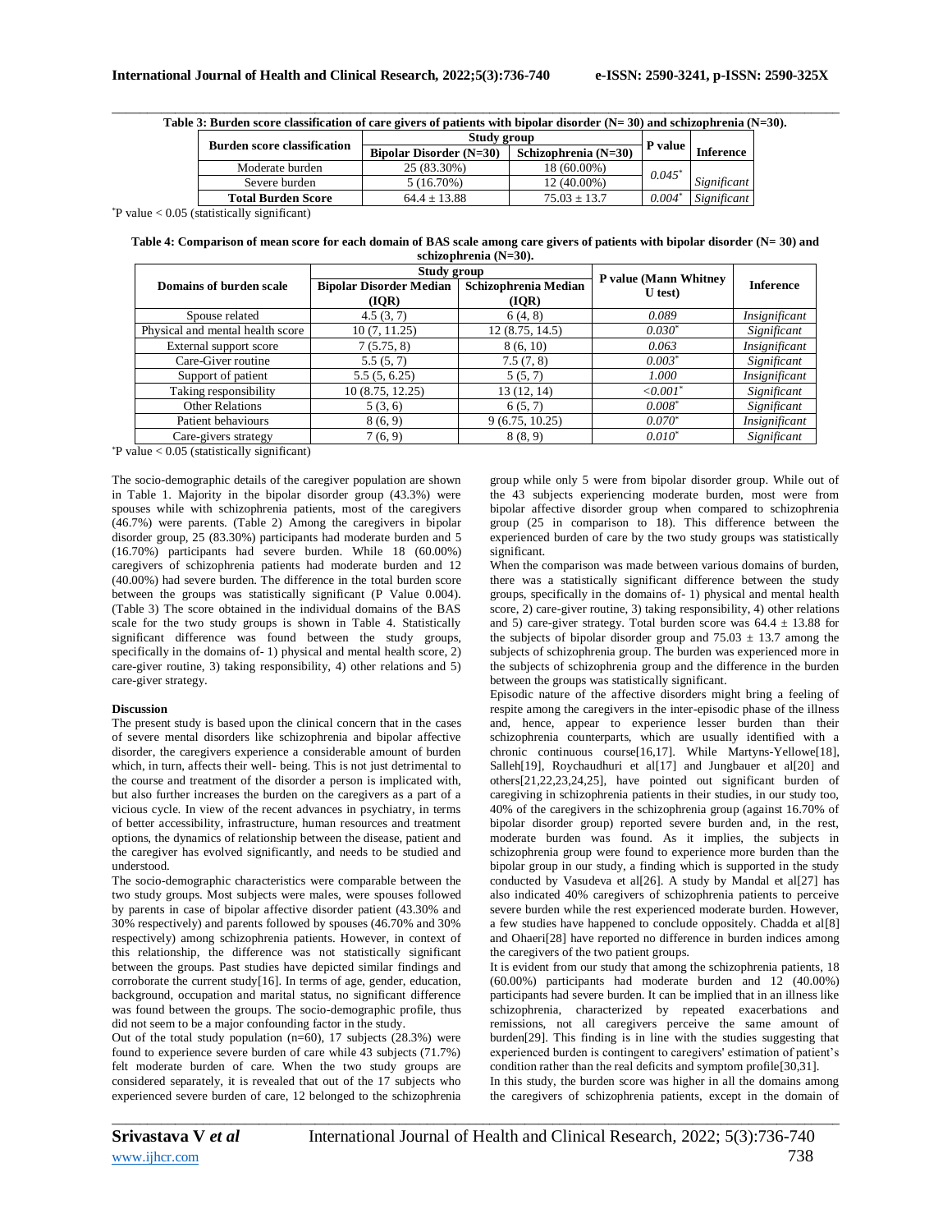**Table 3: Burden score classification of care givers of patients with bipolar disorder (N= 30) and schizophrenia (N=30).**

| Burden score classification | Study group | | P value | Inference |
|---|---|---|---|---|
| | Bipolar Disorder (N=30) | Schizophrenia (N=30) | | |
| Moderate burden | 25 (83.30%) | 18 (60.00%) | $0.045^*$ | *Significant* |
| Severe burden | 5 (16.70%) | 12 (40.00%) | | |
| **Total Burden Score** | $64.4 \pm 13.88$ | $75.03 \pm 13.7$ | $0.004^*$ | *Significant* |

*P value < 0.05 (statistically significant)

**Table 4: Comparison of mean score for each domain of BAS scale among care givers of patients with bipolar disorder (N= 30) and schizophrenia (N=30).**

| Domains of burden scale | Study group | | P value (Mann Whitney U test) | Inference |
|---|---|---|---|---|
| | Bipolar Disorder Median (IQR) | Schizophrenia Median (IQR) | | |
| Spouse related | 4.5 (3, 7) | 6 (4, 8) | 0.089 | *Insignificant* |
| Physical and mental health score | 10 (7, 11.25) | 12 (8.75, 14.5) | $0.030^*$ | *Significant* |
| External support score | 7 (5.75, 8) | 8 (6, 10) | 0.063 | *Insignificant* |
| Care-Giver routine | 5.5 (5, 7) | 7.5 (7, 8) | $0.003^*$ | *Significant* |
| Support of patient | 5.5 (5, 6.25) | 5 (5, 7) | 1.000 | *Insignificant* |
| Taking responsibility | 10 (8.75, 12.25) | 13 (12, 14) | $<0.001^*$ | *Significant* |
| Other Relations | 5 (3, 6) | 6 (5, 7) | $0.008^*$ | *Significant* |
| Patient behaviours | 8 (6, 9) | 9 (6.75, 10.25) | $0.070^*$ | *Insignificant* |
| Care-givers strategy | 7 (6, 9) | 8 (8, 9) | $0.010^*$ | *Significant* |

*P value < 0.05 (statistically significant)

The socio-demographic details of the caregiver population are shown in Table 1. Majority in the bipolar disorder group (43.3%) were spouses while with schizophrenia patients, most of the caregivers (46.7%) were parents. (Table 2) Among the caregivers in bipolar disorder group, 25 (83.30%) participants had moderate burden and 5 (16.70%) participants had severe burden. While 18 (60.00%) caregivers of schizophrenia patients had moderate burden and 12 (40.00%) had severe burden. The difference in the total burden score between the groups was statistically significant (P Value 0.004). (Table 3) The score obtained in the individual domains of the BAS scale for the two study groups is shown in Table 4. Statistically significant difference was found between the study groups, specifically in the domains of- 1) physical and mental health score, 2) care-giver routine, 3) taking responsibility, 4) other relations and 5) care-giver strategy.

## Discussion

The present study is based upon the clinical concern that in the cases of severe mental disorders like schizophrenia and bipolar affective disorder, the caregivers experience a considerable amount of burden which, in turn, affects their well- being. This is not just detrimental to the course and treatment of the disorder a person is implicated with, but also further increases the burden on the caregivers as a part of a vicious cycle. In view of the recent advances in psychiatry, in terms of better accessibility, infrastructure, human resources and treatment options, the dynamics of relationship between the disease, patient and the caregiver has evolved significantly, and needs to be studied and understood.

The socio-demographic characteristics were comparable between the two study groups. Most subjects were males, were spouses followed by parents in case of bipolar affective disorder patient (43.30% and 30% respectively) and parents followed by spouses (46.70% and 30% respectively) among schizophrenia patients. However, in context of this relationship, the difference was not statistically significant between the groups. Past studies have depicted similar findings and corroborate the current study[16]. In terms of age, gender, education, background, occupation and marital status, no significant difference was found between the groups. The socio-demographic profile, thus did not seem to be a major confounding factor in the study.

Out of the total study population (n=60), 17 subjects (28.3%) were found to experience severe burden of care while 43 subjects (71.7%) felt moderate burden of care. When the two study groups are considered separately, it is revealed that out of the 17 subjects who experienced severe burden of care, 12 belonged to the schizophrenia group while only 5 were from bipolar disorder group. While out of the 43 subjects experiencing moderate burden, most were from bipolar affective disorder group when compared to schizophrenia group (25 in comparison to 18). This difference between the experienced burden of care by the two study groups was statistically significant.

When the comparison was made between various domains of burden, there was a statistically significant difference between the study groups, specifically in the domains of- 1) physical and mental health score, 2) care-giver routine, 3) taking responsibility, 4) other relations and 5) care-giver strategy. Total burden score was $64.4 \pm 13.88$ for the subjects of bipolar disorder group and $75.03 \pm 13.7$ among the subjects of schizophrenia group. The burden was experienced more in the subjects of schizophrenia group and the difference in the burden between the groups was statistically significant.

Episodic nature of the affective disorders might bring a feeling of respite among the caregivers in the inter-episodic phase of the illness and, hence, appear to experience lesser burden than their schizophrenia counterparts, which are usually identified with a chronic continuous course[16,17]. While Martyns-Yellowe[18], Salleh[19], Roychaudhuri et al[17] and Jungbauer et al[20] and others[21,22,23,24,25], have pointed out significant burden of caregiving in schizophrenia patients in their studies, in our study too, 40% of the caregivers in the schizophrenia group (against 16.70% of bipolar disorder group) reported severe burden and, in the rest, moderate burden was found. As it implies, the subjects in schizophrenia group were found to experience more burden than the bipolar group in our study, a finding which is supported in the study conducted by Vasudeva et al[26]. A study by Mandal et al[27] has also indicated 40% caregivers of schizophrenia patients to perceive severe burden while the rest experienced moderate burden. However, a few studies have happened to conclude oppositely. Chadda et al[8] and Ohaeri[28] have reported no difference in burden indices among the caregivers of the two patient groups.

It is evident from our study that among the schizophrenia patients, 18 (60.00%) participants had moderate burden and 12 (40.00%) participants had severe burden. It can be implied that in an illness like schizophrenia, characterized by repeated exacerbations and remissions, not all caregivers perceive the same amount of burden[29]. This finding is in line with the studies suggesting that experienced burden is contingent to caregivers' estimation of patient's condition rather than the real deficits and symptom profile[30,31].

In this study, the burden score was higher in all the domains among the caregivers of schizophrenia patients, except in the domain of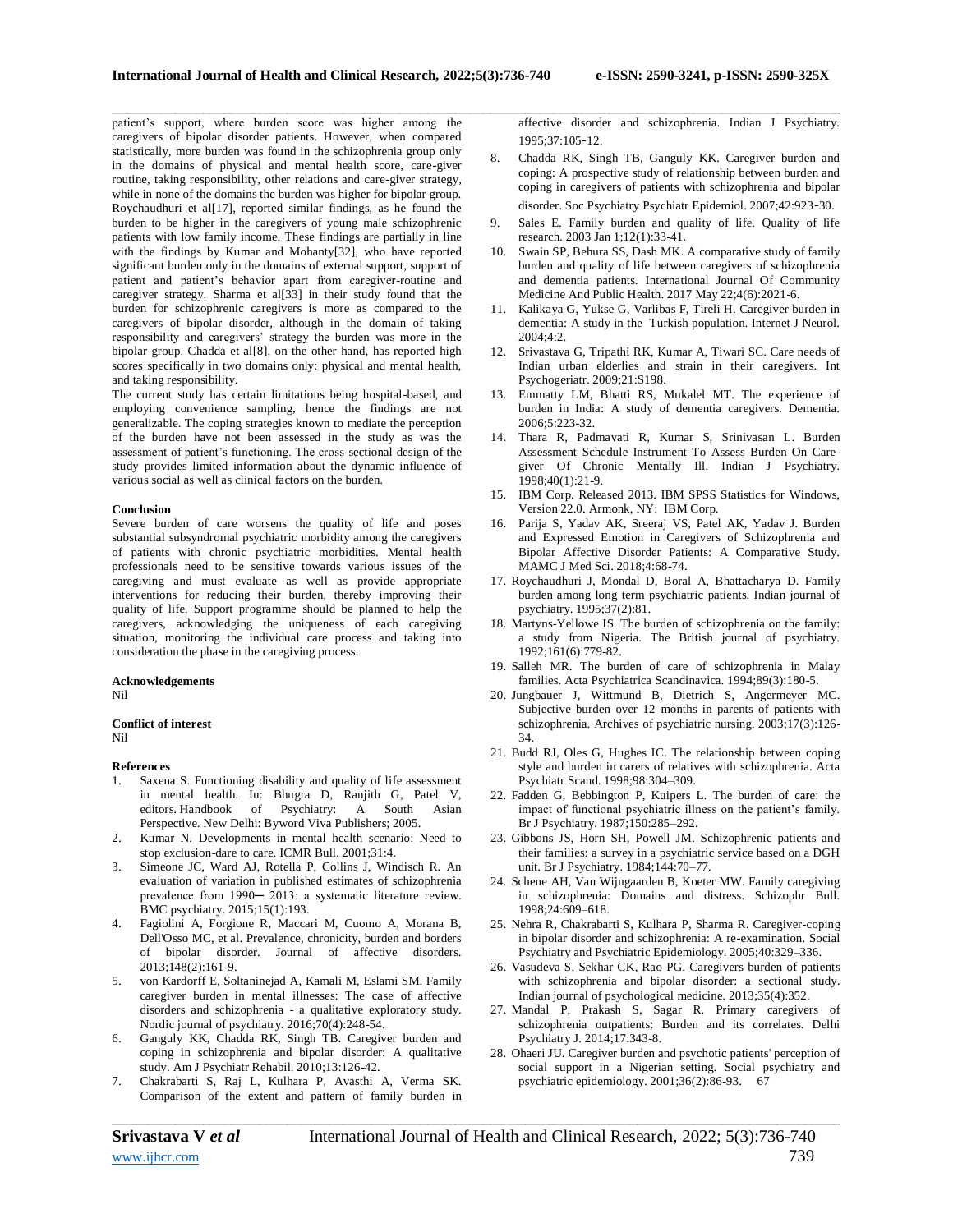patient's support, where burden score was higher among the caregivers of bipolar disorder patients. However, when compared statistically, more burden was found in the schizophrenia group only in the domains of physical and mental health score, care-giver routine, taking responsibility, other relations and care-giver strategy, while in none of the domains the burden was higher for bipolar group. Roychaudhuri et al[17], reported similar findings, as he found the burden to be higher in the caregivers of young male schizophrenic patients with low family income. These findings are partially in line with the findings by Kumar and Mohanty[32], who have reported significant burden only in the domains of external support, support of patient and patient's behavior apart from caregiver-routine and caregiver strategy. Sharma et al[33] in their study found that the burden for schizophrenic caregivers is more as compared to the caregivers of bipolar disorder, although in the domain of taking responsibility and caregivers' strategy the burden was more in the bipolar group. Chadda et al[8], on the other hand, has reported high scores specifically in two domains only: physical and mental health, and taking responsibility.

The current study has certain limitations being hospital-based, and employing convenience sampling, hence the findings are not generalizable. The coping strategies known to mediate the perception of the burden have not been assessed in the study as was the assessment of patient's functioning. The cross-sectional design of the study provides limited information about the dynamic influence of various social as well as clinical factors on the burden.

#### Conclusion

Severe burden of care worsens the quality of life and poses substantial subsyndromal psychiatric morbidity among the caregivers of patients with chronic psychiatric morbidities. Mental health professionals need to be sensitive towards various issues of the caregiving and must evaluate as well as provide appropriate interventions for reducing their burden, thereby improving their quality of life. Support programme should be planned to help the caregivers, acknowledging the uniqueness of each caregiving situation, monitoring the individual care process and taking into consideration the phase in the caregiving process.

#### Acknowledgements

Nil

#### Conflict of interest

Nil

#### References

1. Saxena S. Functioning disability and quality of life assessment in mental health. In: Bhugra D, Ranjith G, Patel V, editors. Handbook of Psychiatry: A South Asian Perspective. New Delhi: Byword Viva Publishers; 2005.
2. Kumar N. Developments in mental health scenario: Need to stop exclusion-dare to care. ICMR Bull. 2001;31:4.
3. Simeone JC, Ward AJ, Rotella P, Collins J, Windisch R. An evaluation of variation in published estimates of schizophrenia prevalence from 1990─ 2013: a systematic literature review. BMC psychiatry. 2015;15(1):193.
4. Fagiolini A, Forgione R, Maccari M, Cuomo A, Morana B, Dell'Osso MC, et al. Prevalence, chronicity, burden and borders of bipolar disorder. Journal of affective disorders. 2013;148(2):161-9.
5. von Kardorff E, Soltaninejad A, Kamali M, Eslami SM. Family caregiver burden in mental illnesses: The case of affective disorders and schizophrenia - a qualitative exploratory study. Nordic journal of psychiatry. 2016;70(4):248-54.
6. Ganguly KK, Chadda RK, Singh TB. Caregiver burden and coping in schizophrenia and bipolar disorder: A qualitative study. Am J Psychiatr Rehabil. 2010;13:126-42.
7. Chakrabarti S, Raj L, Kulhara P, Avasthi A, Verma SK. Comparison of the extent and pattern of family burden in affective disorder and schizophrenia. Indian J Psychiatry. 1995;37:105‑12.
8. Chadda RK, Singh TB, Ganguly KK. Caregiver burden and coping: A prospective study of relationship between burden and coping in caregivers of patients with schizophrenia and bipolar disorder. Soc Psychiatry Psychiatr Epidemiol. 2007;42:923‑30.
9. Sales E. Family burden and quality of life. Quality of life research. 2003 Jan 1;12(1):33-41.
10. Swain SP, Behura SS, Dash MK. A comparative study of family burden and quality of life between caregivers of schizophrenia and dementia patients. International Journal Of Community Medicine And Public Health. 2017 May 22;4(6):2021-6.
11. Kalikaya G, Yukse G, Varlibas F, Tireli H. Caregiver burden in dementia: A study in the Turkish population. Internet J Neurol. 2004;4:2.
12. Srivastava G, Tripathi RK, Kumar A, Tiwari SC. Care needs of Indian urban elderlies and strain in their caregivers. Int Psychogeriatr. 2009;21:S198.
13. Emmatty LM, Bhatti RS, Mukalel MT. The experience of burden in India: A study of dementia caregivers. Dementia. 2006;5:223-32.
14. Thara R, Padmavati R, Kumar S, Srinivasan L. Burden Assessment Schedule Instrument To Assess Burden On Care-giver Of Chronic Mentally Ill. Indian J Psychiatry. 1998;40(1):21-9.
15. IBM Corp. Released 2013. IBM SPSS Statistics for Windows, Version 22.0. Armonk, NY: IBM Corp.
16. Parija S, Yadav AK, Sreeraj VS, Patel AK, Yadav J. Burden and Expressed Emotion in Caregivers of Schizophrenia and Bipolar Affective Disorder Patients: A Comparative Study. MAMC J Med Sci. 2018;4:68-74.
17. Roychaudhuri J, Mondal D, Boral A, Bhattacharya D. Family burden among long term psychiatric patients. Indian journal of psychiatry. 1995;37(2):81.
18. Martyns-Yellowe IS. The burden of schizophrenia on the family: a study from Nigeria. The British journal of psychiatry. 1992;161(6):779-82.
19. Salleh MR. The burden of care of schizophrenia in Malay families. Acta Psychiatrica Scandinavica. 1994;89(3):180-5.
20. Jungbauer J, Wittmund B, Dietrich S, Angermeyer MC. Subjective burden over 12 months in parents of patients with schizophrenia. Archives of psychiatric nursing. 2003;17(3):126-34.
21. Budd RJ, Oles G, Hughes IC. The relationship between coping style and burden in carers of relatives with schizophrenia. Acta Psychiatr Scand. 1998;98:304–309.
22. Fadden G, Bebbington P, Kuipers L. The burden of care: the impact of functional psychiatric illness on the patient's family. Br J Psychiatry. 1987;150:285–292.
23. Gibbons JS, Horn SH, Powell JM. Schizophrenic patients and their families: a survey in a psychiatric service based on a DGH unit. Br J Psychiatry. 1984;144:70–77.
24. Schene AH, Van Wijngaarden B, Koeter MW. Family caregiving in schizophrenia: Domains and distress. Schizophr Bull. 1998;24:609–618.
25. Nehra R, Chakrabarti S, Kulhara P, Sharma R. Caregiver-coping in bipolar disorder and schizophrenia: A re-examination. Social Psychiatry and Psychiatric Epidemiology. 2005;40:329–336.
26. Vasudeva S, Sekhar CK, Rao PG. Caregivers burden of patients with schizophrenia and bipolar disorder: a sectional study. Indian journal of psychological medicine. 2013;35(4):352.
27. Mandal P, Prakash S, Sagar R. Primary caregivers of schizophrenia outpatients: Burden and its correlates. Delhi Psychiatry J. 2014;17:343-8.
28. Ohaeri JU. Caregiver burden and psychotic patients' perception of social support in a Nigerian setting. Social psychiatry and psychiatric epidemiology. 2001;36(2):86-93. 67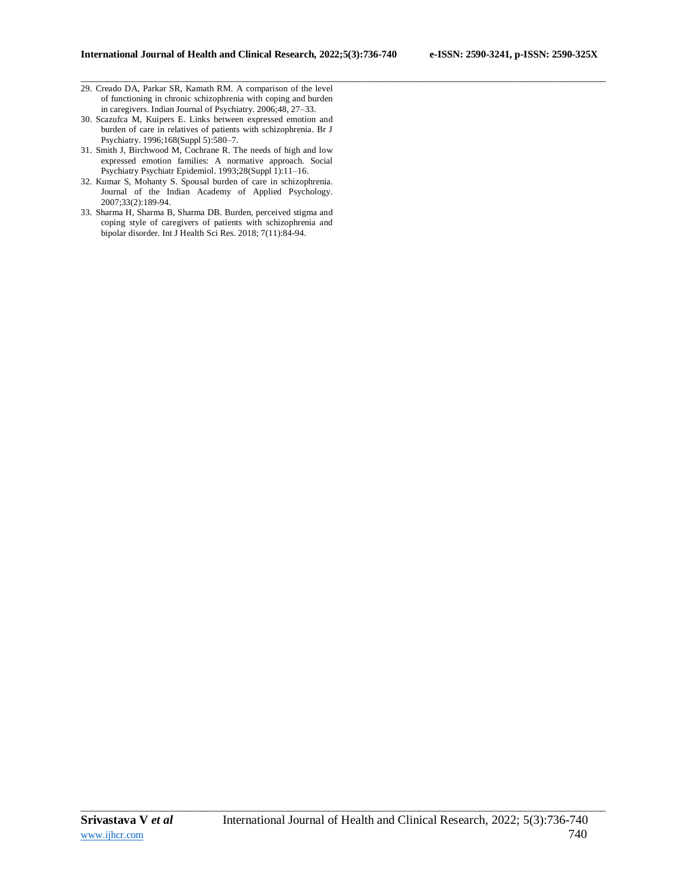29. Creado DA, Parkar SR, Kamath RM. A comparison of the level of functioning in chronic schizophrenia with coping and burden in caregivers. Indian Journal of Psychiatry. 2006;48, 27–33.
30. Scazufca M, Kuipers E. Links between expressed emotion and burden of care in relatives of patients with schizophrenia. Br J Psychiatry. 1996;168(Suppl 5):580–7.
31. Smith J, Birchwood M, Cochrane R. The needs of high and low expressed emotion families: A normative approach. Social Psychiatry Psychiatr Epidemiol. 1993;28(Suppl 1):11–16.
32. Kumar S, Mohanty S. Spousal burden of care in schizophrenia. Journal of the Indian Academy of Applied Psychology. 2007;33(2):189-94.
33. Sharma H, Sharma B, Sharma DB. Burden, perceived stigma and coping style of caregivers of patients with schizophrenia and bipolar disorder. Int J Health Sci Res. 2018; 7(11):84-94.